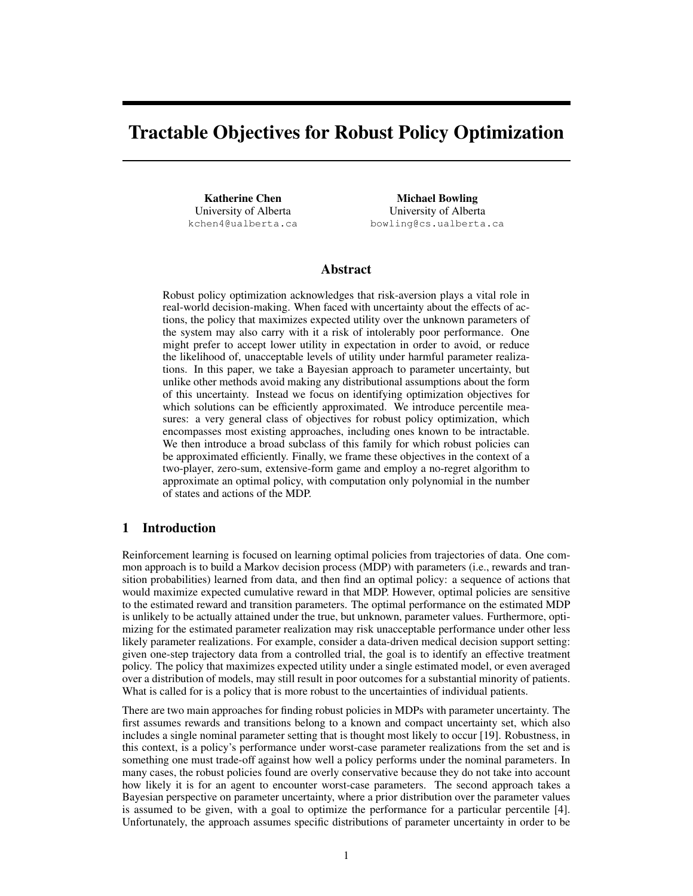# Tractable Objectives for Robust Policy Optimization

**Katherine Chen**
University of Alberta
kchen4@ualberta.ca

**Michael Bowling**
University of Alberta
bowling@cs.ualberta.ca

## Abstract

Robust policy optimization acknowledges that risk-aversion plays a vital role in real-world decision-making. When faced with uncertainty about the effects of actions, the policy that maximizes expected utility over the unknown parameters of the system may also carry with it a risk of intolerably poor performance. One might prefer to accept lower utility in expectation in order to avoid, or reduce the likelihood of, unacceptable levels of utility under harmful parameter realizations. In this paper, we take a Bayesian approach to parameter uncertainty, but unlike other methods avoid making any distributional assumptions about the form of this uncertainty. Instead we focus on identifying optimization objectives for which solutions can be efficiently approximated. We introduce percentile measures: a very general class of objectives for robust policy optimization, which encompasses most existing approaches, including ones known to be intractable. We then introduce a broad subclass of this family for which robust policies can be approximated efficiently. Finally, we frame these objectives in the context of a two-player, zero-sum, extensive-form game and employ a no-regret algorithm to approximate an optimal policy, with computation only polynomial in the number of states and actions of the MDP.

## 1 Introduction

Reinforcement learning is focused on learning optimal policies from trajectories of data. One common approach is to build a Markov decision process (MDP) with parameters (i.e., rewards and transition probabilities) learned from data, and then find an optimal policy: a sequence of actions that would maximize expected cumulative reward in that MDP. However, optimal policies are sensitive to the estimated reward and transition parameters. The optimal performance on the estimated MDP is unlikely to be actually attained under the true, but unknown, parameter values. Furthermore, optimizing for the estimated parameter realization may risk unacceptable performance under other less likely parameter realizations. For example, consider a data-driven medical decision support setting: given one-step trajectory data from a controlled trial, the goal is to identify an effective treatment policy. The policy that maximizes expected utility under a single estimated model, or even averaged over a distribution of models, may still result in poor outcomes for a substantial minority of patients. What is called for is a policy that is more robust to the uncertainties of individual patients.

There are two main approaches for finding robust policies in MDPs with parameter uncertainty. The first assumes rewards and transitions belong to a known and compact uncertainty set, which also includes a single nominal parameter setting that is thought most likely to occur [19]. Robustness, in this context, is a policy's performance under worst-case parameter realizations from the set and is something one must trade-off against how well a policy performs under the nominal parameters. In many cases, the robust policies found are overly conservative because they do not take into account how likely it is for an agent to encounter worst-case parameters. The second approach takes a Bayesian perspective on parameter uncertainty, where a prior distribution over the parameter values is assumed to be given, with a goal to optimize the performance for a particular percentile [4]. Unfortunately, the approach assumes specific distributions of parameter uncertainty in order to be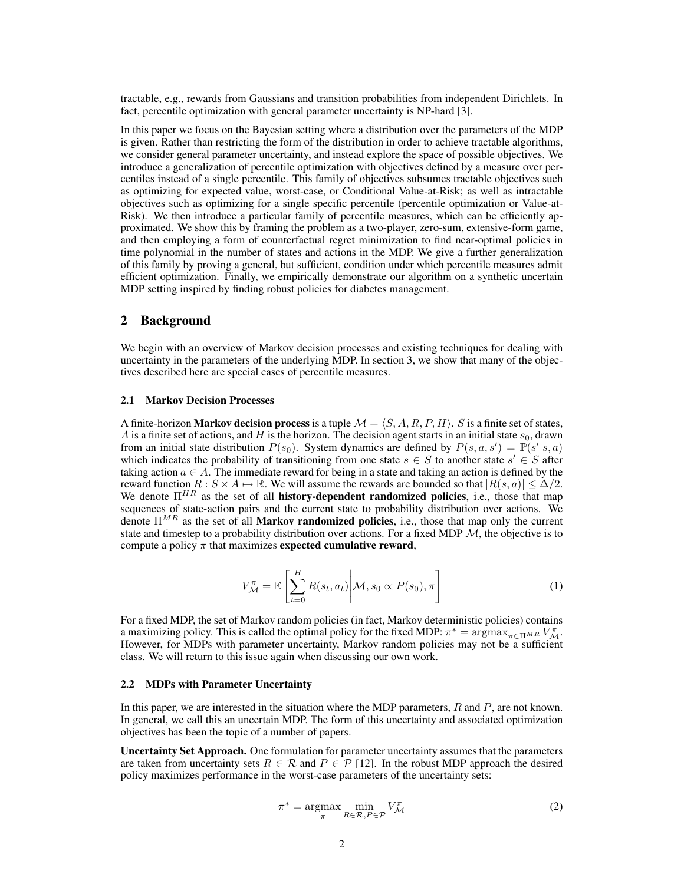tractable, e.g., rewards from Gaussians and transition probabilities from independent Dirichlets. In fact, percentile optimization with general parameter uncertainty is NP-hard [3].

In this paper we focus on the Bayesian setting where a distribution over the parameters of the MDP is given. Rather than restricting the form of the distribution in order to achieve tractable algorithms, we consider general parameter uncertainty, and instead explore the space of possible objectives. We introduce a generalization of percentile optimization with objectives defined by a measure over percentiles instead of a single percentile. This family of objectives subsumes tractable objectives such as optimizing for expected value, worst-case, or Conditional Value-at-Risk; as well as intractable objectives such as optimizing for a single specific percentile (percentile optimization or Value-at-Risk). We then introduce a particular family of percentile measures, which can be efficiently approximated. We show this by framing the problem as a two-player, zero-sum, extensive-form game, and then employing a form of counterfactual regret minimization to find near-optimal policies in time polynomial in the number of states and actions in the MDP. We give a further generalization of this family by proving a general, but sufficient, condition under which percentile measures admit efficient optimization. Finally, we empirically demonstrate our algorithm on a synthetic uncertain MDP setting inspired by finding robust policies for diabetes management.

## 2 Background

We begin with an overview of Markov decision processes and existing techniques for dealing with uncertainty in the parameters of the underlying MDP. In section 3, we show that many of the objectives described here are special cases of percentile measures.

### 2.1 Markov Decision Processes

A finite-horizon **Markov decision process** is a tuple $\mathcal{M} = \langle S, A, R, P, H \rangle$. $S$ is a finite set of states, $A$ is a finite set of actions, and $H$ is the horizon. The decision agent starts in an initial state $s_0$, drawn from an initial state distribution $P(s_0)$. System dynamics are defined by $P(s, a, s') = \mathbb{P}(s'|s, a)$ which indicates the probability of transitioning from one state $s \in S$ to another state $s' \in S$ after taking action $a \in A$. The immediate reward for being in a state and taking an action is defined by the reward function $R : S \times A \mapsto \mathbb{R}$. We will assume the rewards are bounded so that $|R(s, a)| \leq \Delta/2$. We denote $\Pi^{HR}$ as the set of all **history-dependent randomized policies**, i.e., those that map sequences of state-action pairs and the current state to probability distribution over actions. We denote $\Pi^{MR}$ as the set of all **Markov randomized policies**, i.e., those that map only the current state and timestep to a probability distribution over actions. For a fixed MDP $\mathcal{M}$, the objective is to compute a policy $\pi$ that maximizes **expected cumulative reward**,

$$V_{\mathcal{M}}^{\pi} = \mathbb{E}\left[\sum_{t=0}^{H} R(s_t, a_t) \middle| \mathcal{M}, s_0 \propto P(s_0), \pi\right] \tag{1}$$

For a fixed MDP, the set of Markov random policies (in fact, Markov deterministic policies) contains a maximizing policy. This is called the optimal policy for the fixed MDP: $\pi^* = \operatorname{argmax}_{\pi \in \Pi^{MR}} V_{\mathcal{M}}^{\pi}$. However, for MDPs with parameter uncertainty, Markov random policies may not be a sufficient class. We will return to this issue again when discussing our own work.

### 2.2 MDPs with Parameter Uncertainty

In this paper, we are interested in the situation where the MDP parameters, $R$ and $P$, are not known. In general, we call this an uncertain MDP. The form of this uncertainty and associated optimization objectives has been the topic of a number of papers.

**Uncertainty Set Approach.** One formulation for parameter uncertainty assumes that the parameters are taken from uncertainty sets $R \in \mathcal{R}$ and $P \in \mathcal{P}$ [12]. In the robust MDP approach the desired policy maximizes performance in the worst-case parameters of the uncertainty sets:

$$\pi^* = \operatorname*{argmax}_{\pi} \min_{R \in \mathcal{R}, P \in \mathcal{P}} V_{\mathcal{M}}^{\pi} \tag{2}$$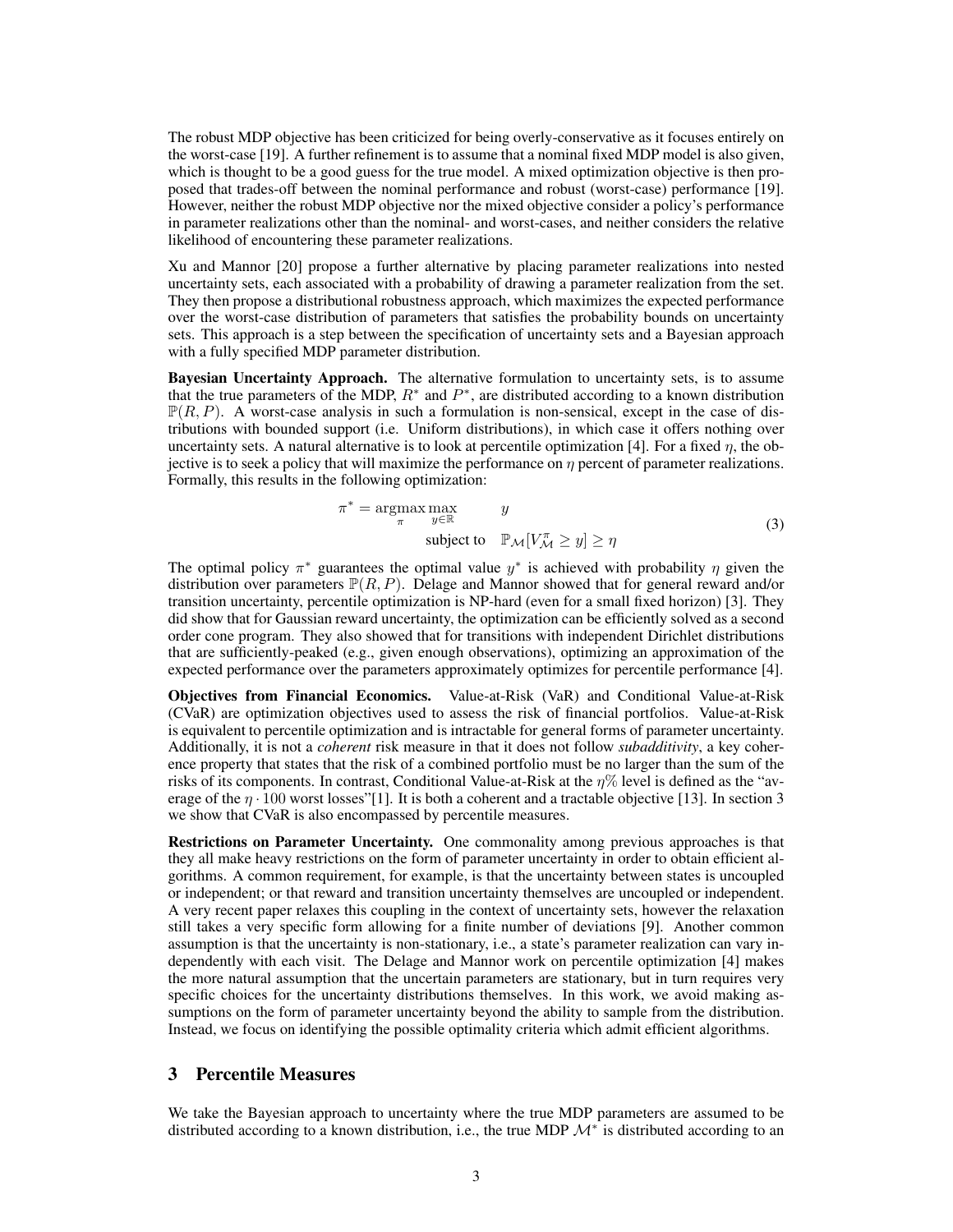The robust MDP objective has been criticized for being overly-conservative as it focuses entirely on the worst-case [19]. A further refinement is to assume that a nominal fixed MDP model is also given, which is thought to be a good guess for the true model. A mixed optimization objective is then proposed that trades-off between the nominal performance and robust (worst-case) performance [19]. However, neither the robust MDP objective nor the mixed objective consider a policy's performance in parameter realizations other than the nominal- and worst-cases, and neither considers the relative likelihood of encountering these parameter realizations.

Xu and Mannor [20] propose a further alternative by placing parameter realizations into nested uncertainty sets, each associated with a probability of drawing a parameter realization from the set. They then propose a distributional robustness approach, which maximizes the expected performance over the worst-case distribution of parameters that satisfies the probability bounds on uncertainty sets. This approach is a step between the specification of uncertainty sets and a Bayesian approach with a fully specified MDP parameter distribution.

**Bayesian Uncertainty Approach.** The alternative formulation to uncertainty sets, is to assume that the true parameters of the MDP, $R^*$ and $P^*$, are distributed according to a known distribution $\mathbb{P}(R, P)$. A worst-case analysis in such a formulation is non-sensical, except in the case of distributions with bounded support (i.e. Uniform distributions), in which case it offers nothing over uncertainty sets. A natural alternative is to look at percentile optimization [4]. For a fixed $\eta$, the objective is to seek a policy that will maximize the performance on $\eta$ percent of parameter realizations. Formally, this results in the following optimization:

$$\pi^* = \operatorname*{argmax}_{\pi} \max_{y \in \mathbb{R}} \quad y \qquad \text{subject to} \quad \mathbb{P}_{\mathcal{M}}[V^{\pi}_{\mathcal{M}} \geq y] \geq \eta \tag{3}$$

The optimal policy $\pi^*$ guarantees the optimal value $y^*$ is achieved with probability $\eta$ given the distribution over parameters $\mathbb{P}(R, P)$. Delage and Mannor showed that for general reward and/or transition uncertainty, percentile optimization is NP-hard (even for a small fixed horizon) [3]. They did show that for Gaussian reward uncertainty, the optimization can be efficiently solved as a second order cone program. They also showed that for transitions with independent Dirichlet distributions that are sufficiently-peaked (e.g., given enough observations), optimizing an approximation of the expected performance over the parameters approximately optimizes for percentile performance [4].

**Objectives from Financial Economics.** Value-at-Risk (VaR) and Conditional Value-at-Risk (CVaR) are optimization objectives used to assess the risk of financial portfolios. Value-at-Risk is equivalent to percentile optimization and is intractable for general forms of parameter uncertainty. Additionally, it is not a *coherent* risk measure in that it does not follow *subadditivity*, a key coherence property that states that the risk of a combined portfolio must be no larger than the sum of the risks of its components. In contrast, Conditional Value-at-Risk at the $\eta\%$ level is defined as the "average of the $\eta \cdot 100$ worst losses"[1]. It is both a coherent and a tractable objective [13]. In section 3 we show that CVaR is also encompassed by percentile measures.

**Restrictions on Parameter Uncertainty.** One commonality among previous approaches is that they all make heavy restrictions on the form of parameter uncertainty in order to obtain efficient algorithms. A common requirement, for example, is that the uncertainty between states is uncoupled or independent; or that reward and transition uncertainty themselves are uncoupled or independent. A very recent paper relaxes this coupling in the context of uncertainty sets, however the relaxation still takes a very specific form allowing for a finite number of deviations [9]. Another common assumption is that the uncertainty is non-stationary, i.e., a state's parameter realization can vary independently with each visit. The Delage and Mannor work on percentile optimization [4] makes the more natural assumption that the uncertain parameters are stationary, but in turn requires very specific choices for the uncertainty distributions themselves. In this work, we avoid making assumptions on the form of parameter uncertainty beyond the ability to sample from the distribution. Instead, we focus on identifying the possible optimality criteria which admit efficient algorithms.

## 3 Percentile Measures

We take the Bayesian approach to uncertainty where the true MDP parameters are assumed to be distributed according to a known distribution, i.e., the true MDP $\mathcal{M}^*$ is distributed according to an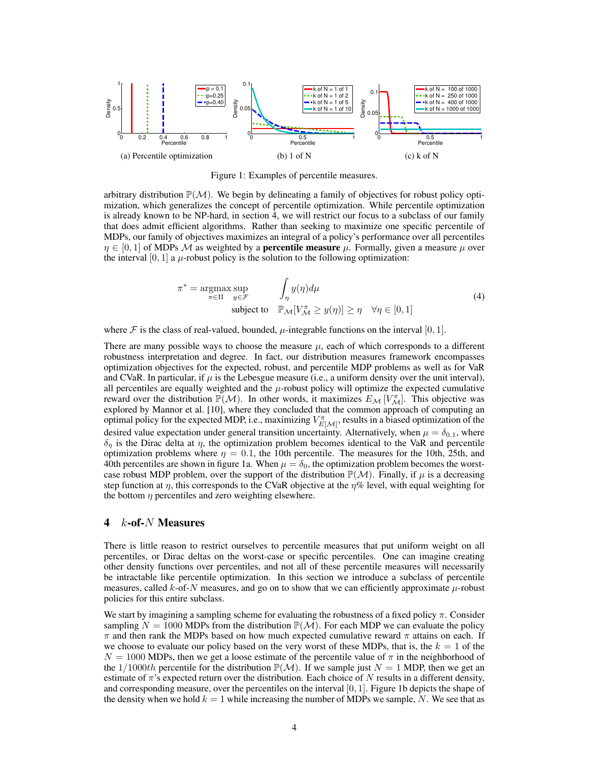(a) Percentile optimization (b) 1 of N (c) k of N

Figure 1: Examples of percentile measures.

arbitrary distribution $\mathbb{P}(\mathcal{M})$. We begin by delineating a family of objectives for robust policy optimization, which generalizes the concept of percentile optimization. While percentile optimization is already known to be NP-hard, in section 4, we will restrict our focus to a subclass of our family that does admit efficient algorithms. Rather than seeking to maximize one specific percentile of MDPs, our family of objectives maximizes an integral of a policy's performance over all percentiles $\eta \in [0, 1]$ of MDPs $\mathcal{M}$ as weighted by a **percentile measure** $\mu$. Formally, given a measure $\mu$ over the interval $[0, 1]$ a $\mu$-robust policy is the solution to the following optimization:

$$\pi^* = \operatorname*{argmax}_{\pi \in \Pi} \sup_{y \in \mathcal{F}} \int_\eta y(\eta) d\mu \quad \text{subject to} \quad \mathbb{P}_\mathcal{M}[V^\pi_\mathcal{M} \geq y(\eta)] \geq \eta \quad \forall \eta \in [0, 1] \tag{4}$$

where $\mathcal{F}$ is the class of real-valued, bounded, $\mu$-integrable functions on the interval $[0, 1]$.

There are many possible ways to choose the measure $\mu$, each of which corresponds to a different robustness interpretation and degree. In fact, our distribution measures framework encompasses optimization objectives for the expected, robust, and percentile MDP problems as well as for VaR and CVaR. In particular, if $\mu$ is the Lebesgue measure (i.e., a uniform density over the unit interval), all percentiles are equally weighted and the $\mu$-robust policy will optimize the expected cumulative reward over the distribution $\mathbb{P}(\mathcal{M})$. In other words, it maximizes $E_\mathcal{M}\left[V^\pi_\mathcal{M}\right]$. This objective was explored by Mannor et al. [10], where they concluded that the common approach of computing an optimal policy for the expected MDP, i.e., maximizing $V^\pi_{E[\mathcal{M}]}$, results in a biased optimization of the desired value expectation under general transition uncertainty. Alternatively, when $\mu = \delta_{0.1}$, where $\delta_\eta$ is the Dirac delta at $\eta$, the optimization problem becomes identical to the VaR and percentile optimization problems where $\eta = 0.1$, the 10th percentile. The measures for the 10th, 25th, and 40th percentiles are shown in figure 1a. When $\mu = \delta_0$, the optimization problem becomes the worst-case robust MDP problem, over the support of the distribution $\mathbb{P}(\mathcal{M})$. Finally, if $\mu$ is a decreasing step function at $\eta$, this corresponds to the CVaR objective at the $\eta$% level, with equal weighting for the bottom $\eta$ percentiles and zero weighting elsewhere.

## 4 $k$-of-$N$ Measures

There is little reason to restrict ourselves to percentile measures that put uniform weight on all percentiles, or Dirac deltas on the worst-case or specific percentiles. One can imagine creating other density functions over percentiles, and not all of these percentile measures will necessarily be intractable like percentile optimization. In this section we introduce a subclass of percentile measures, called $k$-of-$N$ measures, and go on to show that we can efficiently approximate $\mu$-robust policies for this entire subclass.

We start by imagining a sampling scheme for evaluating the robustness of a fixed policy $\pi$. Consider sampling $N = 1000$ MDPs from the distribution $\mathbb{P}(\mathcal{M})$. For each MDP we can evaluate the policy $\pi$ and then rank the MDPs based on how much expected cumulative reward $\pi$ attains on each. If we choose to evaluate our policy based on the very worst of these MDPs, that is, the $k = 1$ of the $N = 1000$ MDPs, then we get a loose estimate of the percentile value of $\pi$ in the neighborhood of the $1/1000th$ percentile for the distribution $\mathbb{P}(\mathcal{M})$. If we sample just $N = 1$ MDP, then we get an estimate of $\pi$'s expected return over the distribution. Each choice of $N$ results in a different density, and corresponding measure, over the percentiles on the interval $[0, 1]$. Figure 1b depicts the shape of the density when we hold $k = 1$ while increasing the number of MDPs we sample, $N$. We see that as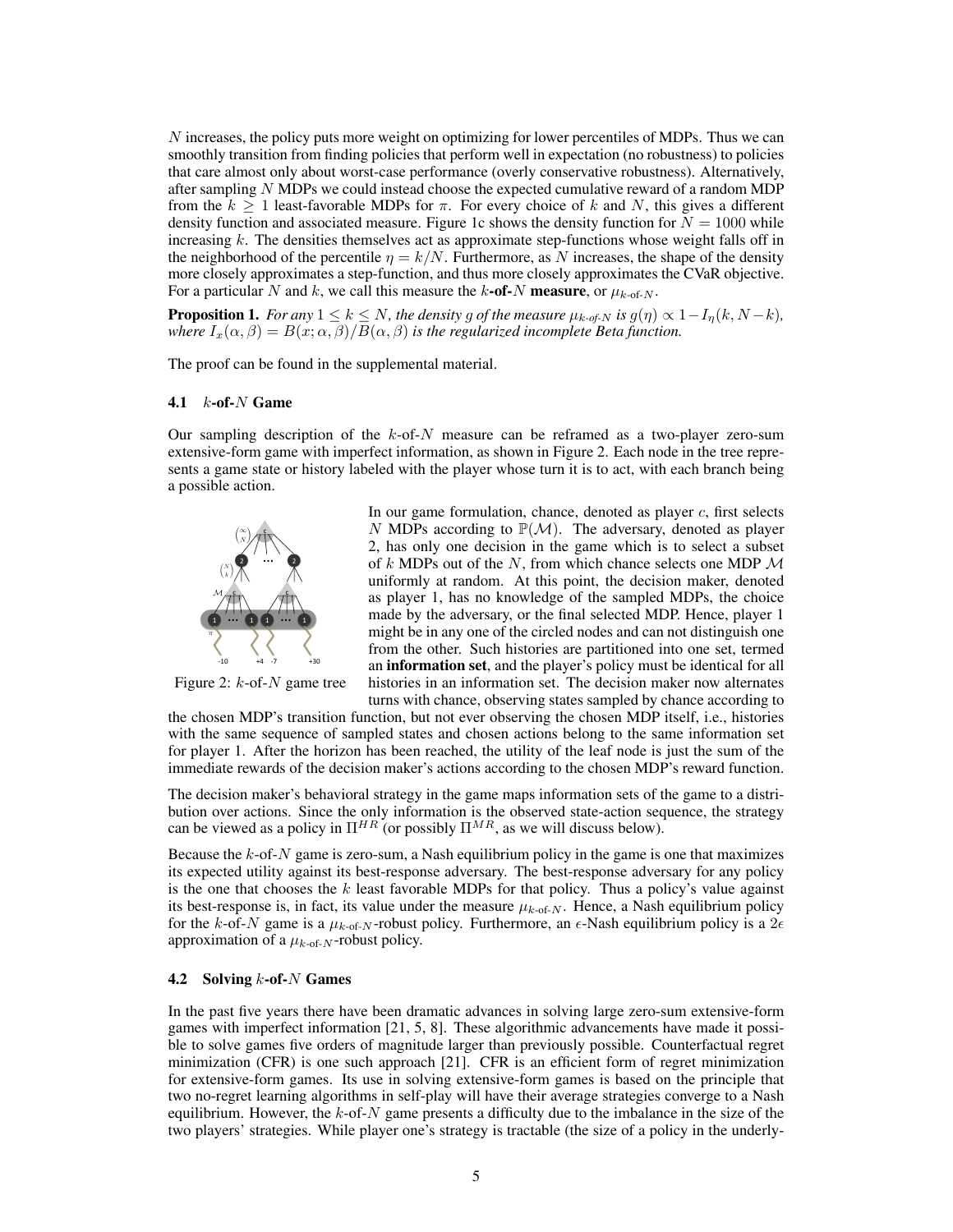$N$ increases, the policy puts more weight on optimizing for lower percentiles of MDPs. Thus we can smoothly transition from finding policies that perform well in expectation (no robustness) to policies that care almost only about worst-case performance (overly conservative robustness). Alternatively, after sampling $N$ MDPs we could instead choose the expected cumulative reward of a random MDP from the $k \geq 1$ least-favorable MDPs for $\pi$. For every choice of $k$ and $N$, this gives a different density function and associated measure. Figure 1c shows the density function for $N = 1000$ while increasing $k$. The densities themselves act as approximate step-functions whose weight falls off in the neighborhood of the percentile $\eta = k/N$. Furthermore, as $N$ increases, the shape of the density more closely approximates a step-function, and thus more closely approximates the CVaR objective. For a particular $N$ and $k$, we call this measure the **$k$-of-$N$ measure**, or $\mu_{k\text{-of-}N}$.

**Proposition 1.** *For any $1 \leq k \leq N$, the density $g$ of the measure $\mu_{k\text{-of-}N}$ is $g(\eta) \propto 1 - I_\eta(k, N-k)$, where $I_x(\alpha, \beta) = B(x; \alpha, \beta)/B(\alpha, \beta)$ is the regularized incomplete Beta function.*

The proof can be found in the supplemental material.

### 4.1 $k$-of-$N$ Game

Our sampling description of the $k$-of-$N$ measure can be reframed as a two-player zero-sum extensive-form game with imperfect information, as shown in Figure 2. Each node in the tree represents a game state or history labeled with the player whose turn it is to act, with each branch being a possible action.

Figure 2: $k$-of-$N$ game tree

In our game formulation, chance, denoted as player $c$, first selects $N$ MDPs according to $\mathbb{P}(\mathcal{M})$. The adversary, denoted as player 2, has only one decision in the game which is to select a subset of $k$ MDPs out of the $N$, from which chance selects one MDP $\mathcal{M}$ uniformly at random. At this point, the decision maker, denoted as player 1, has no knowledge of the sampled MDPs, the choice made by the adversary, or the final selected MDP. Hence, player 1 might be in any one of the circled nodes and can not distinguish one from the other. Such histories are partitioned into one set, termed an **information set**, and the player's policy must be identical for all histories in an information set. The decision maker now alternates turns with chance, observing states sampled by chance according to the chosen MDP's transition function, but not ever observing the chosen MDP itself, i.e., histories with the same sequence of sampled states and chosen actions belong to the same information set for player 1. After the horizon has been reached, the utility of the leaf node is just the sum of the immediate rewards of the decision maker's actions according to the chosen MDP's reward function.

The decision maker's behavioral strategy in the game maps information sets of the game to a distribution over actions. Since the only information is the observed state-action sequence, the strategy can be viewed as a policy in $\Pi^{HR}$ (or possibly $\Pi^{MR}$, as we will discuss below).

Because the $k$-of-$N$ game is zero-sum, a Nash equilibrium policy in the game is one that maximizes its expected utility against its best-response adversary. The best-response adversary for any policy is the one that chooses the $k$ least favorable MDPs for that policy. Thus a policy's value against its best-response is, in fact, its value under the measure $\mu_{k\text{-of-}N}$. Hence, a Nash equilibrium policy for the $k$-of-$N$ game is a $\mu_{k\text{-of-}N}$-robust policy. Furthermore, an $\epsilon$-Nash equilibrium policy is a $2\epsilon$ approximation of a $\mu_{k\text{-of-}N}$-robust policy.

### 4.2 Solving $k$-of-$N$ Games

In the past five years there have been dramatic advances in solving large zero-sum extensive-form games with imperfect information [21, 5, 8]. These algorithmic advancements have made it possible to solve games five orders of magnitude larger than previously possible. Counterfactual regret minimization (CFR) is one such approach [21]. CFR is an efficient form of regret minimization for extensive-form games. Its use in solving extensive-form games is based on the principle that two no-regret learning algorithms in self-play will have their average strategies converge to a Nash equilibrium. However, the $k$-of-$N$ game presents a difficulty due to the imbalance in the size of the two players' strategies. While player one's strategy is tractable (the size of a policy in the underly-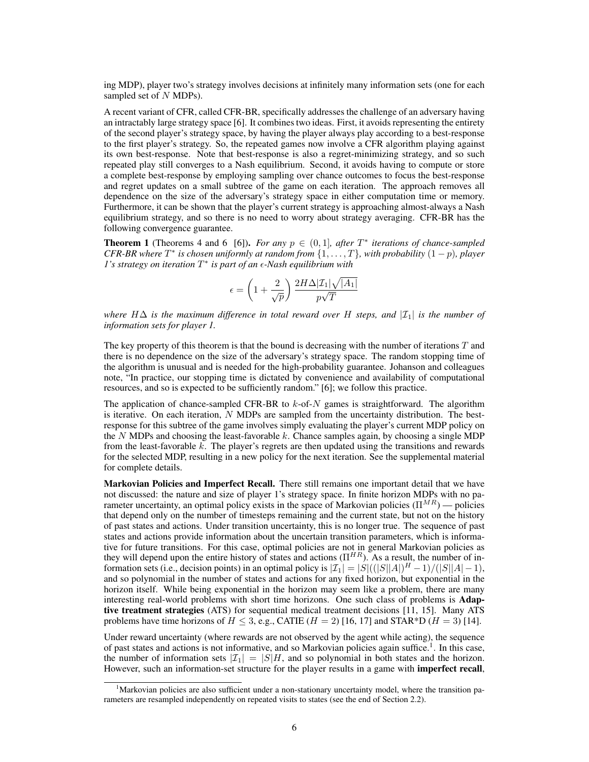ing MDP), player two's strategy involves decisions at infinitely many information sets (one for each sampled set of $N$ MDPs).

A recent variant of CFR, called CFR-BR, specifically addresses the challenge of an adversary having an intractably large strategy space [6]. It combines two ideas. First, it avoids representing the entirety of the second player's strategy space, by having the player always play according to a best-response to the first player's strategy. So, the repeated games now involve a CFR algorithm playing against its own best-response. Note that best-response is also a regret-minimizing strategy, and so such repeated play still converges to a Nash equilibrium. Second, it avoids having to compute or store a complete best-response by employing sampling over chance outcomes to focus the best-response and regret updates on a small subtree of the game on each iteration. The approach removes all dependence on the size of the adversary's strategy space in either computation time or memory. Furthermore, it can be shown that the player's current strategy is approaching almost-always a Nash equilibrium strategy, and so there is no need to worry about strategy averaging. CFR-BR has the following convergence guarantee.

**Theorem 1** (Theorems 4 and 6 [6]). *For any $p \in (0, 1]$, after $T^*$ iterations of chance-sampled CFR-BR where $T^*$ is chosen uniformly at random from $\{1, \ldots, T\}$, with probability $(1 - p)$, player 1's strategy on iteration $T^*$ is part of an $\epsilon$-Nash equilibrium with*

$$\epsilon = \left(1 + \frac{2}{\sqrt{p}}\right) \frac{2H\Delta|\mathcal{I}_1|\sqrt{|A_1|}}{p\sqrt{T}}$$

*where $H\Delta$ is the maximum difference in total reward over $H$ steps, and $|\mathcal{I}_1|$ is the number of information sets for player 1.*

The key property of this theorem is that the bound is decreasing with the number of iterations $T$ and there is no dependence on the size of the adversary's strategy space. The random stopping time of the algorithm is unusual and is needed for the high-probability guarantee. Johanson and colleagues note, "In practice, our stopping time is dictated by convenience and availability of computational resources, and so is expected to be sufficiently random." [6]; we follow this practice.

The application of chance-sampled CFR-BR to $k$-of-$N$ games is straightforward. The algorithm is iterative. On each iteration, $N$ MDPs are sampled from the uncertainty distribution. The best-response for this subtree of the game involves simply evaluating the player's current MDP policy on the $N$ MDPs and choosing the least-favorable $k$. Chance samples again, by choosing a single MDP from the least-favorable $k$. The player's regrets are then updated using the transitions and rewards for the selected MDP, resulting in a new policy for the next iteration. See the supplemental material for complete details.

**Markovian Policies and Imperfect Recall.** There still remains one important detail that we have not discussed: the nature and size of player 1's strategy space. In finite horizon MDPs with no parameter uncertainty, an optimal policy exists in the space of Markovian policies ($\Pi^{MR}$) — policies that depend only on the number of timesteps remaining and the current state, but not on the history of past states and actions. Under transition uncertainty, this is no longer true. The sequence of past states and actions provide information about the uncertain transition parameters, which is informative for future transitions. For this case, optimal policies are not in general Markovian policies as they will depend upon the entire history of states and actions ($\Pi^{HR}$). As a result, the number of information sets (i.e., decision points) in an optimal policy is $|\mathcal{I}_1| = |S|((|S||A|)^H - 1)/(|S||A| - 1)$, and so polynomial in the number of states and actions for any fixed horizon, but exponential in the horizon itself. While being exponential in the horizon may seem like a problem, there are many interesting real-world problems with short time horizons. One such class of problems is **Adaptive treatment strategies** (ATS) for sequential medical treatment decisions [11, 15]. Many ATS problems have time horizons of $H \leq 3$, e.g., CATIE ($H = 2$) [16, 17] and STAR*D ($H = 3$) [14].

Under reward uncertainty (where rewards are not observed by the agent while acting), the sequence of past states and actions is not informative, and so Markovian policies again suffice.[1]. In this case, the number of information sets $|\mathcal{I}_1| = |S|H$, and so polynomial in both states and the horizon. However, such an information-set structure for the player results in a game with **imperfect recall**,

[1] Markovian policies are also sufficient under a non-stationary uncertainty model, where the transition parameters are resampled independently on repeated visits to states (see the end of Section 2.2).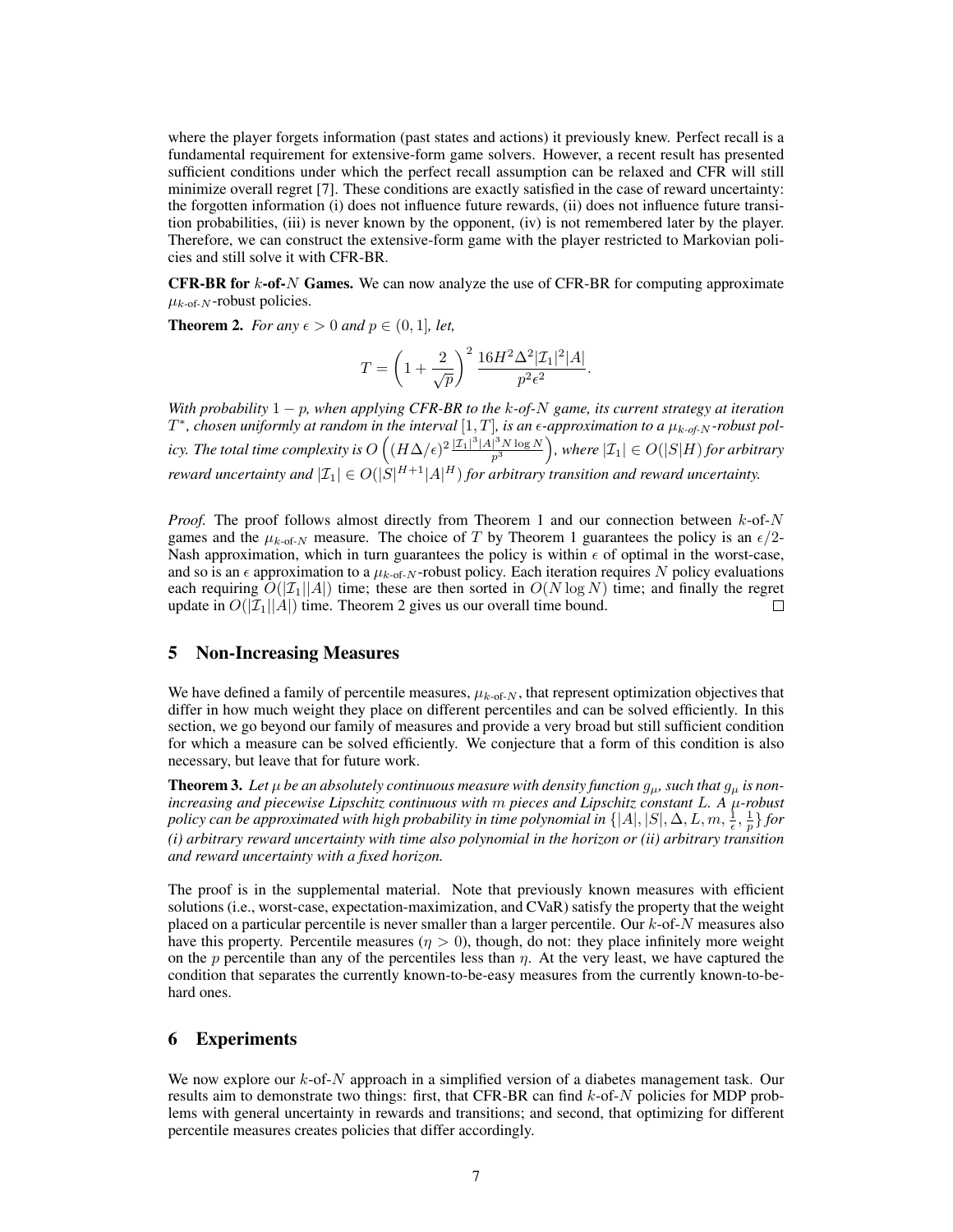where the player forgets information (past states and actions) it previously knew. Perfect recall is a fundamental requirement for extensive-form game solvers. However, a recent result has presented sufficient conditions under which the perfect recall assumption can be relaxed and CFR will still minimize overall regret [7]. These conditions are exactly satisfied in the case of reward uncertainty: the forgotten information (i) does not influence future rewards, (ii) does not influence future transition probabilities, (iii) is never known by the opponent, (iv) is not remembered later by the player. Therefore, we can construct the extensive-form game with the player restricted to Markovian policies and still solve it with CFR-BR.

**CFR-BR for $k$-of-$N$ Games.** We can now analyze the use of CFR-BR for computing approximate $\mu_{k\text{-of-}N}$-robust policies.

**Theorem 2.** *For any $\epsilon > 0$ and $p \in (0, 1]$, let,*

$$T = \left(1 + \frac{2}{\sqrt{p}}\right)^2 \frac{16H^2\Delta^2|\mathcal{I}_1|^2|A|}{p^2\epsilon^2}.$$

*With probability $1 - p$, when applying CFR-BR to the $k$-of-$N$ game, its current strategy at iteration $T^*$, chosen uniformly at random in the interval $[1, T]$, is an $\epsilon$-approximation to a $\mu_{k\text{-of-}N}$-robust policy. The total time complexity is $O\left((H\Delta/\epsilon)^2 \frac{|\mathcal{I}_1|^3|A|^3 N \log N}{p^3}\right)$, where $|\mathcal{I}_1| \in O(|S|H)$ for arbitrary reward uncertainty and $|\mathcal{I}_1| \in O(|S|^{H+1}|A|^H)$ for arbitrary transition and reward uncertainty.*

*Proof.* The proof follows almost directly from Theorem 1 and our connection between $k$-of-$N$ games and the $\mu_{k\text{-of-}N}$ measure. The choice of $T$ by Theorem 1 guarantees the policy is an $\epsilon/2$-Nash approximation, which in turn guarantees the policy is within $\epsilon$ of optimal in the worst-case, and so is an $\epsilon$ approximation to a $\mu_{k\text{-of-}N}$-robust policy. Each iteration requires $N$ policy evaluations each requiring $O(|\mathcal{I}_1||A|)$ time; these are then sorted in $O(N \log N)$ time; and finally the regret update in $O(|\mathcal{I}_1||A|)$ time. Theorem 2 gives us our overall time bound. □

## 5 Non-Increasing Measures

We have defined a family of percentile measures, $\mu_{k\text{-of-}N}$, that represent optimization objectives that differ in how much weight they place on different percentiles and can be solved efficiently. In this section, we go beyond our family of measures and provide a very broad but still sufficient condition for which a measure can be solved efficiently. We conjecture that a form of this condition is also necessary, but leave that for future work.

**Theorem 3.** *Let $\mu$ be an absolutely continuous measure with density function $g_\mu$, such that $g_\mu$ is non-increasing and piecewise Lipschitz continuous with $m$ pieces and Lipschitz constant $L$. A $\mu$-robust policy can be approximated with high probability in time polynomial in $\{|A|, |S|, \Delta, L, m, \frac{1}{\epsilon}, \frac{1}{p}\}$ for (i) arbitrary reward uncertainty with time also polynomial in the horizon or (ii) arbitrary transition and reward uncertainty with a fixed horizon.*

The proof is in the supplemental material. Note that previously known measures with efficient solutions (i.e., worst-case, expectation-maximization, and CVaR) satisfy the property that the weight placed on a particular percentile is never smaller than a larger percentile. Our $k$-of-$N$ measures also have this property. Percentile measures ($\eta > 0$), though, do not: they place infinitely more weight on the $p$ percentile than any of the percentiles less than $\eta$. At the very least, we have captured the condition that separates the currently known-to-be-easy measures from the currently known-to-be-hard ones.

## 6 Experiments

We now explore our $k$-of-$N$ approach in a simplified version of a diabetes management task. Our results aim to demonstrate two things: first, that CFR-BR can find $k$-of-$N$ policies for MDP problems with general uncertainty in rewards and transitions; and second, that optimizing for different percentile measures creates policies that differ accordingly.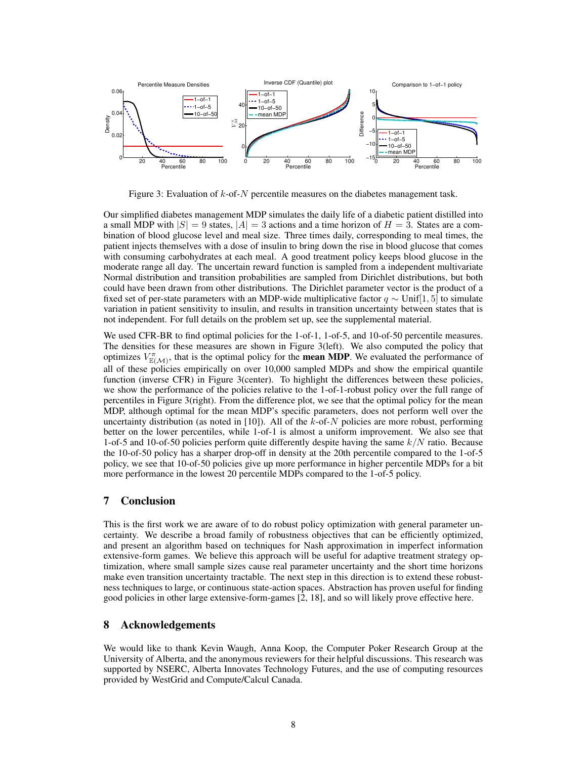Figure 3: Evaluation of $k$-of-$N$ percentile measures on the diabetes management task.

Our simplified diabetes management MDP simulates the daily life of a diabetic patient distilled into a small MDP with $|S| = 9$ states, $|A| = 3$ actions and a time horizon of $H = 3$. States are a combination of blood glucose level and meal size. Three times daily, corresponding to meal times, the patient injects themselves with a dose of insulin to bring down the rise in blood glucose that comes with consuming carbohydrates at each meal. A good treatment policy keeps blood glucose in the moderate range all day. The uncertain reward function is sampled from a independent multivariate Normal distribution and transition probabilities are sampled from Dirichlet distributions, but both could have been drawn from other distributions. The Dirichlet parameter vector is the product of a fixed set of per-state parameters with an MDP-wide multiplicative factor $q \sim \text{Unif}[1, 5]$ to simulate variation in patient sensitivity to insulin, and results in transition uncertainty between states that is not independent. For full details on the problem set up, see the supplemental material.

We used CFR-BR to find optimal policies for the 1-of-1, 1-of-5, and 10-of-50 percentile measures. The densities for these measures are shown in Figure 3(left). We also computed the policy that optimizes $V^{\pi}_{\mathbb{E}(\mathcal{M})}$, that is the optimal policy for the **mean MDP**. We evaluated the performance of all of these policies empirically on over 10,000 sampled MDPs and show the empirical quantile function (inverse CFR) in Figure 3(center). To highlight the differences between these policies, we show the performance of the policies relative to the 1-of-1-robust policy over the full range of percentiles in Figure 3(right). From the difference plot, we see that the optimal policy for the mean MDP, although optimal for the mean MDP's specific parameters, does not perform well over the uncertainty distribution (as noted in [10]). All of the $k$-of-$N$ policies are more robust, performing better on the lower percentiles, while 1-of-1 is almost a uniform improvement. We also see that 1-of-5 and 10-of-50 policies perform quite differently despite having the same $k/N$ ratio. Because the 10-of-50 policy has a sharper drop-off in density at the 20th percentile compared to the 1-of-5 policy, we see that 10-of-50 policies give up more performance in higher percentile MDPs for a bit more performance in the lowest 20 percentile MDPs compared to the 1-of-5 policy.

## 7 Conclusion

This is the first work we are aware of to do robust policy optimization with general parameter uncertainty. We describe a broad family of robustness objectives that can be efficiently optimized, and present an algorithm based on techniques for Nash approximation in imperfect information extensive-form games. We believe this approach will be useful for adaptive treatment strategy optimization, where small sample sizes cause real parameter uncertainty and the short time horizons make even transition uncertainty tractable. The next step in this direction is to extend these robustness techniques to large, or continuous state-action spaces. Abstraction has proven useful for finding good policies in other large extensive-form-games [2, 18], and so will likely prove effective here.

## 8 Acknowledgements

We would like to thank Kevin Waugh, Anna Koop, the Computer Poker Research Group at the University of Alberta, and the anonymous reviewers for their helpful discussions. This research was supported by NSERC, Alberta Innovates Technology Futures, and the use of computing resources provided by WestGrid and Compute/Calcul Canada.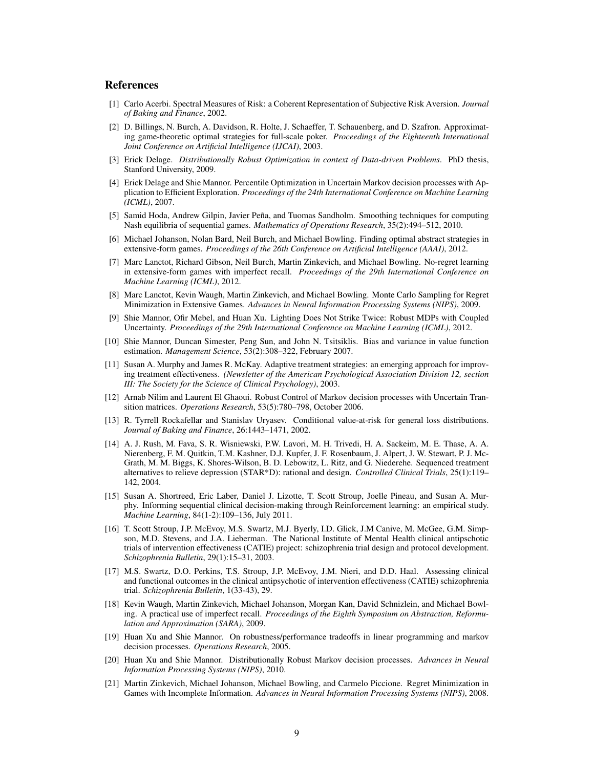## References

[1] Carlo Acerbi. Spectral Measures of Risk: a Coherent Representation of Subjective Risk Aversion. *Journal of Baking and Finance*, 2002.

[2] D. Billings, N. Burch, A. Davidson, R. Holte, J. Schaeffer, T. Schauenberg, and D. Szafron. Approximating game-theoretic optimal strategies for full-scale poker. *Proceedings of the Eighteenth International Joint Conference on Artificial Intelligence (IJCAI)*, 2003.

[3] Erick Delage. *Distributionally Robust Optimization in context of Data-driven Problems*. PhD thesis, Stanford University, 2009.

[4] Erick Delage and Shie Mannor. Percentile Optimization in Uncertain Markov decision processes with Application to Efficient Exploration. *Proceedings of the 24th International Conference on Machine Learning (ICML)*, 2007.

[5] Samid Hoda, Andrew Gilpin, Javier Peña, and Tuomas Sandholm. Smoothing techniques for computing Nash equilibria of sequential games. *Mathematics of Operations Research*, 35(2):494–512, 2010.

[6] Michael Johanson, Nolan Bard, Neil Burch, and Michael Bowling. Finding optimal abstract strategies in extensive-form games. *Proceedings of the 26th Conference on Artificial Intelligence (AAAI)*, 2012.

[7] Marc Lanctot, Richard Gibson, Neil Burch, Martin Zinkevich, and Michael Bowling. No-regret learning in extensive-form games with imperfect recall. *Proceedings of the 29th International Conference on Machine Learning (ICML)*, 2012.

[8] Marc Lanctot, Kevin Waugh, Martin Zinkevich, and Michael Bowling. Monte Carlo Sampling for Regret Minimization in Extensive Games. *Advances in Neural Information Processing Systems (NIPS)*, 2009.

[9] Shie Mannor, Ofir Mebel, and Huan Xu. Lighting Does Not Strike Twice: Robust MDPs with Coupled Uncertainty. *Proceedings of the 29th International Conference on Machine Learning (ICML)*, 2012.

[10] Shie Mannor, Duncan Simester, Peng Sun, and John N. Tsitsiklis. Bias and variance in value function estimation. *Management Science*, 53(2):308–322, February 2007.

[11] Susan A. Murphy and James R. McKay. Adaptive treatment strategies: an emerging approach for improving treatment effectiveness. *(Newsletter of the American Psychological Association Division 12, section III: The Society for the Science of Clinical Psychology)*, 2003.

[12] Arnab Nilim and Laurent El Ghaoui. Robust Control of Markov decision processes with Uncertain Transition matrices. *Operations Research*, 53(5):780–798, October 2006.

[13] R. Tyrrell Rockafellar and Stanislav Uryasev. Conditional value-at-risk for general loss distributions. *Journal of Baking and Finance*, 26:1443–1471, 2002.

[14] A. J. Rush, M. Fava, S. R. Wisniewski, P.W. Lavori, M. H. Trivedi, H. A. Sackeim, M. E. Thase, A. A. Nierenberg, F. M. Quitkin, T.M. Kashner, D.J. Kupfer, J. F. Rosenbaum, J. Alpert, J. W. Stewart, P. J. McGrath, M. M. Biggs, K. Shores-Wilson, B. D. Lebowitz, L. Ritz, and G. Niederehe. Sequenced treatment alternatives to relieve depression (STAR*D): rational and design. *Controlled Clinical Trials*, 25(1):119–142, 2004.

[15] Susan A. Shortreed, Eric Laber, Daniel J. Lizotte, T. Scott Stroup, Joelle Pineau, and Susan A. Murphy. Informing sequential clinical decision-making through Reinforcement learning: an empirical study. *Machine Learning*, 84(1-2):109–136, July 2011.

[16] T. Scott Stroup, J.P. McEvoy, M.S. Swartz, M.J. Byerly, I.D. Glick, J.M Canive, M. McGee, G.M. Simpson, M.D. Stevens, and J.A. Lieberman. The National Institute of Mental Health clinical antipschotic trials of intervention effectiveness (CATIE) project: schizophrenia trial design and protocol development. *Schizophrenia Bulletin*, 29(1):15–31, 2003.

[17] M.S. Swartz, D.O. Perkins, T.S. Stroup, J.P. McEvoy, J.M. Nieri, and D.D. Haal. Assessing clinical and functional outcomes in the clinical antipsychotic of intervention effectiveness (CATIE) schizophrenia trial. *Schizophrenia Bulletin*, 1(33-43), 29.

[18] Kevin Waugh, Martin Zinkevich, Michael Johanson, Morgan Kan, David Schnizlein, and Michael Bowling. A practical use of imperfect recall. *Proceedings of the Eighth Symposium on Abstraction, Reformulation and Approximation (SARA)*, 2009.

[19] Huan Xu and Shie Mannor. On robustness/performance tradeoffs in linear programming and markov decision processes. *Operations Research*, 2005.

[20] Huan Xu and Shie Mannor. Distributionally Robust Markov decision processes. *Advances in Neural Information Processing Systems (NIPS)*, 2010.

[21] Martin Zinkevich, Michael Johanson, Michael Bowling, and Carmelo Piccione. Regret Minimization in Games with Incomplete Information. *Advances in Neural Information Processing Systems (NIPS)*, 2008.